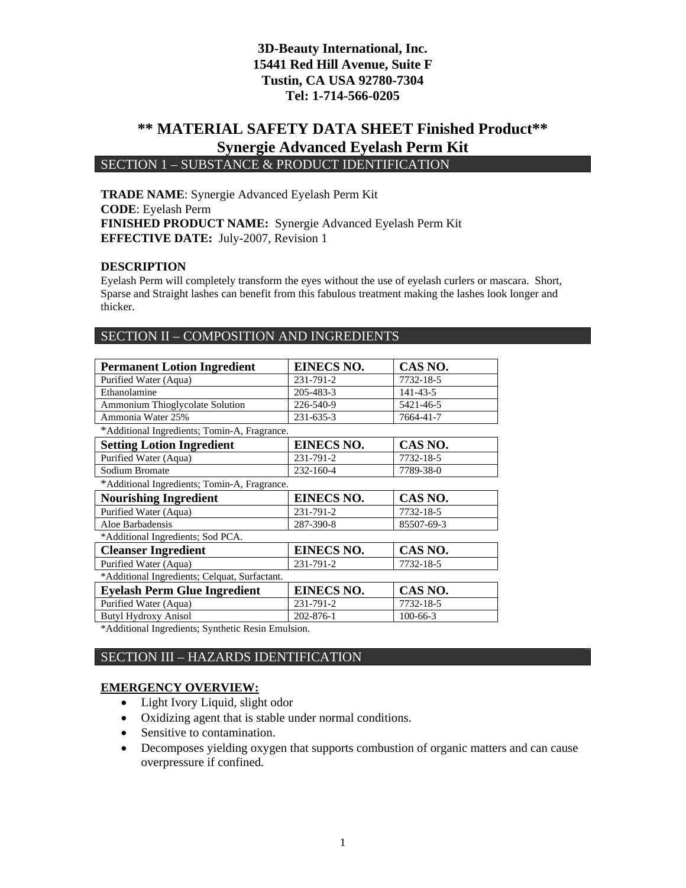**3D-Beauty International, Inc.**
**15441 Red Hill Avenue, Suite F**
**Tustin, CA USA 92780-7304**
**Tel: 1-714-566-0205**

# ** MATERIAL SAFETY DATA SHEET Finished Product**
# Synergie Advanced Eyelash Perm Kit

## SECTION 1 – SUBSTANCE & PRODUCT IDENTIFICATION

**TRADE NAME**: Synergie Advanced Eyelash Perm Kit
**CODE**: Eyelash Perm
**FINISHED PRODUCT NAME:** Synergie Advanced Eyelash Perm Kit
**EFFECTIVE DATE:** July-2007, Revision 1

**DESCRIPTION**
Eyelash Perm will completely transform the eyes without the use of eyelash curlers or mascara. Short, Sparse and Straight lashes can benefit from this fabulous treatment making the lashes look longer and thicker.

## SECTION II – COMPOSITION AND INGREDIENTS

| Permanent Lotion Ingredient | EINECS NO. | CAS NO. |
|---|---|---|
| Purified Water (Aqua) | 231-791-2 | 7732-18-5 |
| Ethanolamine | 205-483-3 | 141-43-5 |
| Ammonium Thioglycolate Solution | 226-540-9 | 5421-46-5 |
| Ammonia Water 25% | 231-635-3 | 7664-41-7 |

*Additional Ingredients; Tomin-A, Fragrance.

| Setting Lotion Ingredient | EINECS NO. | CAS NO. |
|---|---|---|
| Purified Water (Aqua) | 231-791-2 | 7732-18-5 |
| Sodium Bromate | 232-160-4 | 7789-38-0 |

*Additional Ingredients; Tomin-A, Fragrance.

| Nourishing Ingredient | EINECS NO. | CAS NO. |
|---|---|---|
| Purified Water (Aqua) | 231-791-2 | 7732-18-5 |
| Aloe Barbadensis | 287-390-8 | 85507-69-3 |

*Additional Ingredients; Sod PCA.

| Cleanser Ingredient | EINECS NO. | CAS NO. |
|---|---|---|
| Purified Water (Aqua) | 231-791-2 | 7732-18-5 |

*Additional Ingredients; Celquat, Surfactant.

| Eyelash Perm Glue Ingredient | EINECS NO. | CAS NO. |
|---|---|---|
| Purified Water (Aqua) | 231-791-2 | 7732-18-5 |
| Butyl Hydroxy Anisol | 202-876-1 | 100-66-3 |

*Additional Ingredients; Synthetic Resin Emulsion.

## SECTION III – HAZARDS IDENTIFICATION

**EMERGENCY OVERVIEW:**

- Light Ivory Liquid, slight odor
- Oxidizing agent that is stable under normal conditions.
- Sensitive to contamination.
- Decomposes yielding oxygen that supports combustion of organic matters and can cause overpressure if confined.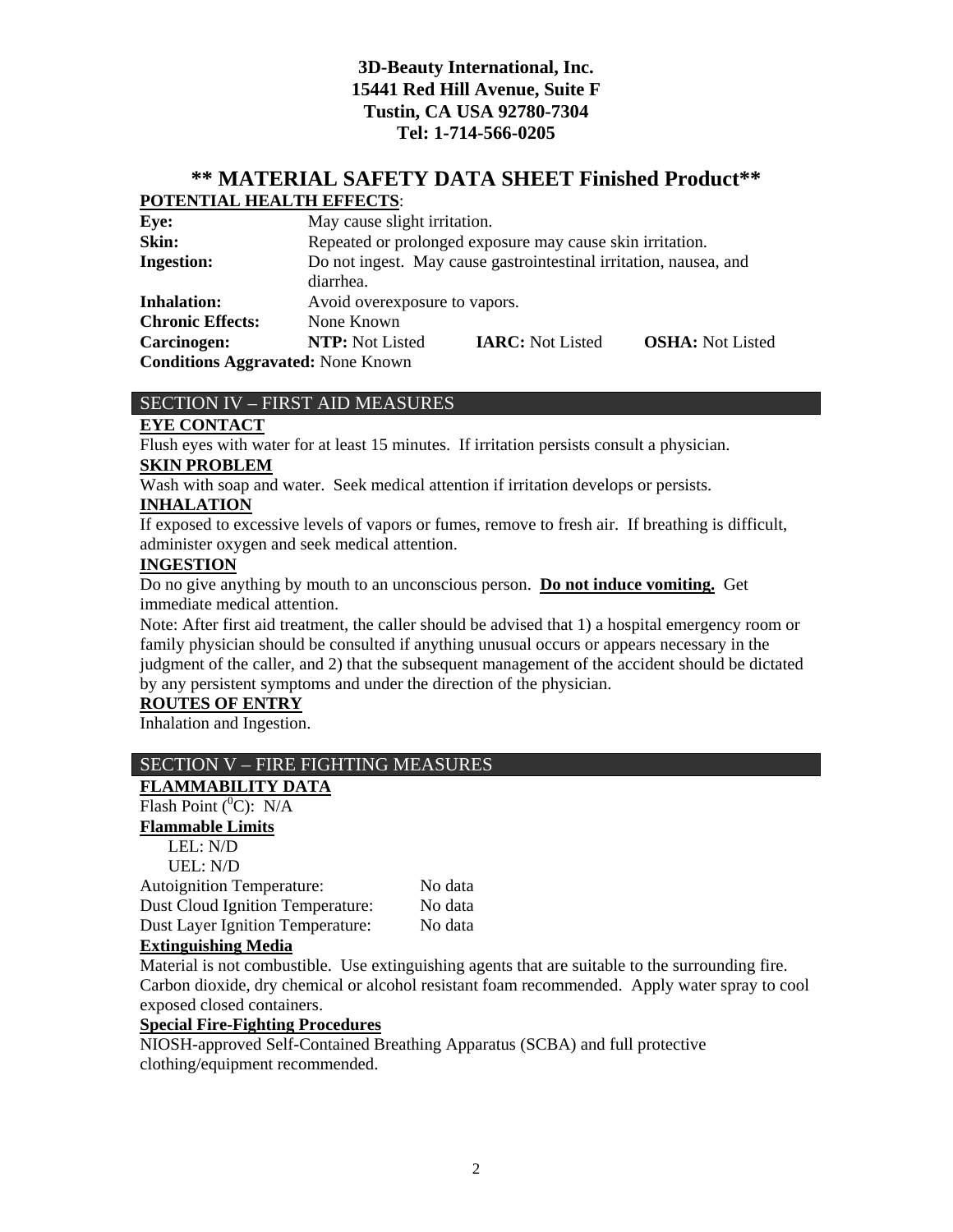**3D-Beauty International, Inc.**
**15441 Red Hill Avenue, Suite F**
**Tustin, CA USA 92780-7304**
**Tel: 1-714-566-0205**

# ** MATERIAL SAFETY DATA SHEET Finished Product**

**POTENTIAL HEALTH EFFECTS**:

| | | | |
|---|---|---|---|
| **Eye:** | May cause slight irritation. | | |
| **Skin:** | Repeated or prolonged exposure may cause skin irritation. | | |
| **Ingestion:** | Do not ingest. May cause gastrointestinal irritation, nausea, and diarrhea. | | |
| **Inhalation:** | Avoid overexposure to vapors. | | |
| **Chronic Effects:** | None Known | | |
| **Carcinogen:** | **NTP:** Not Listed | **IARC:** Not Listed | **OSHA:** Not Listed |

**Conditions Aggravated:** None Known

## SECTION IV – FIRST AID MEASURES

**EYE CONTACT**

Flush eyes with water for at least 15 minutes. If irritation persists consult a physician.

**SKIN PROBLEM**

Wash with soap and water. Seek medical attention if irritation develops or persists.

**INHALATION**

If exposed to excessive levels of vapors or fumes, remove to fresh air. If breathing is difficult, administer oxygen and seek medical attention.

**INGESTION**

Do no give anything by mouth to an unconscious person. **Do not induce vomiting.** Get immediate medical attention.

Note: After first aid treatment, the caller should be advised that 1) a hospital emergency room or family physician should be consulted if anything unusual occurs or appears necessary in the judgment of the caller, and 2) that the subsequent management of the accident should be dictated by any persistent symptoms and under the direction of the physician.

**ROUTES OF ENTRY**

Inhalation and Ingestion.

## SECTION V – FIRE FIGHTING MEASURES

**FLAMMABILITY DATA**

Flash Point ($^0$C): N/A

**Flammable Limits**

LEL: N/D
UEL: N/D

| | |
|---|---|
| Autoignition Temperature: | No data |
| Dust Cloud Ignition Temperature: | No data |
| Dust Layer Ignition Temperature: | No data |

**Extinguishing Media**

Material is not combustible. Use extinguishing agents that are suitable to the surrounding fire. Carbon dioxide, dry chemical or alcohol resistant foam recommended. Apply water spray to cool exposed closed containers.

**Special Fire-Fighting Procedures**

NIOSH-approved Self-Contained Breathing Apparatus (SCBA) and full protective clothing/equipment recommended.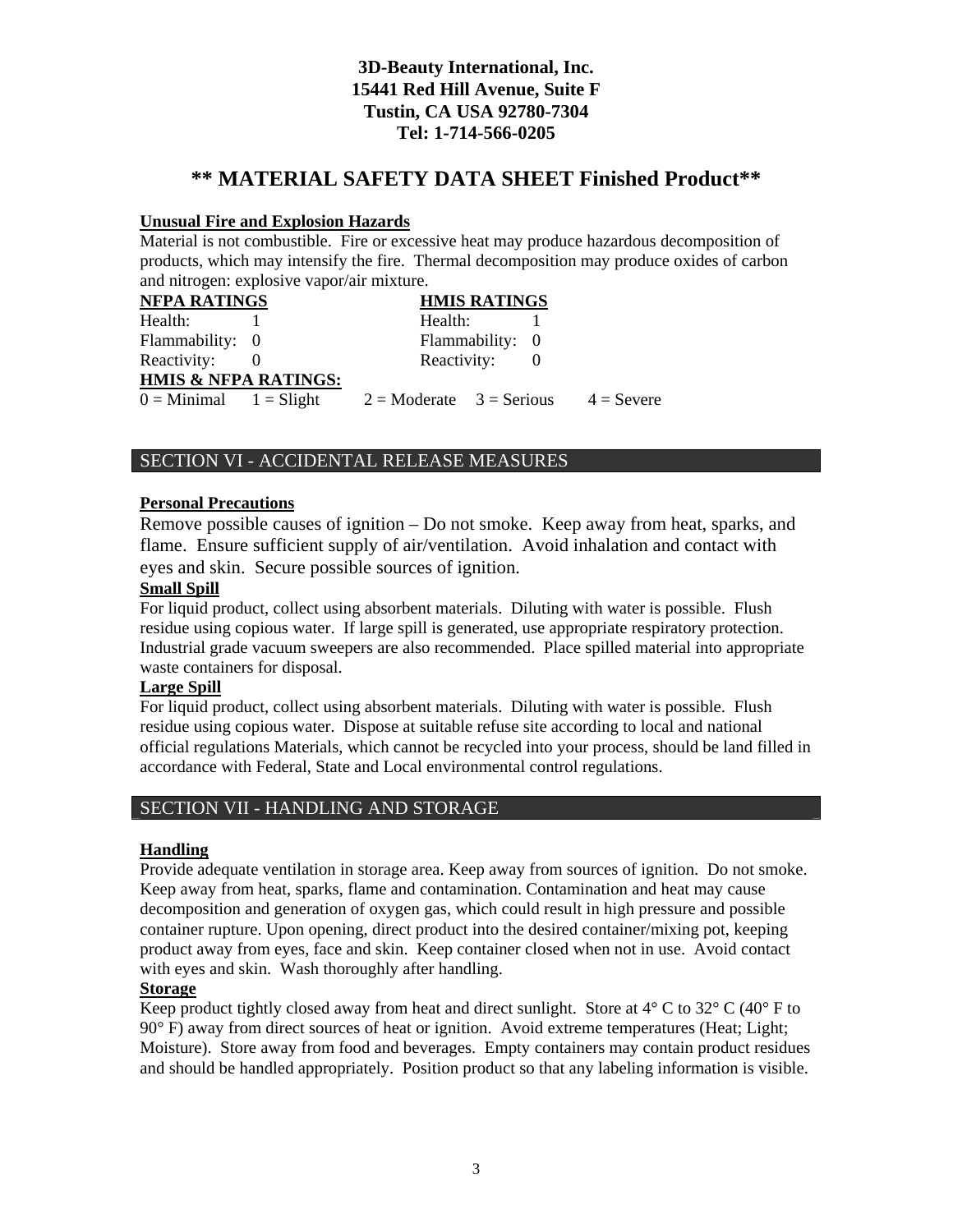**3D-Beauty International, Inc.**
**15441 Red Hill Avenue, Suite F**
**Tustin, CA USA 92780-7304**
**Tel: 1-714-566-0205**

# ** MATERIAL SAFETY DATA SHEET Finished Product**

**Unusual Fire and Explosion Hazards**

Material is not combustible. Fire or excessive heat may produce hazardous decomposition of products, which may intensify the fire. Thermal decomposition may produce oxides of carbon and nitrogen: explosive vapor/air mixture.

| NFPA RATINGS | | HMIS RATINGS | |
|---|---|---|---|
| Health: | 1 | Health: | 1 |
| Flammability: | 0 | Flammability: | 0 |
| Reactivity: | 0 | Reactivity: | 0 |

**HMIS & NFPA RATINGS:**

0 = Minimal 1 = Slight 2 = Moderate 3 = Serious 4 = Severe

## SECTION VI - ACCIDENTAL RELEASE MEASURES

**Personal Precautions**

Remove possible causes of ignition – Do not smoke. Keep away from heat, sparks, and flame. Ensure sufficient supply of air/ventilation. Avoid inhalation and contact with eyes and skin. Secure possible sources of ignition.

**Small Spill**

For liquid product, collect using absorbent materials. Diluting with water is possible. Flush residue using copious water. If large spill is generated, use appropriate respiratory protection. Industrial grade vacuum sweepers are also recommended. Place spilled material into appropriate waste containers for disposal.

**Large Spill**

For liquid product, collect using absorbent materials. Diluting with water is possible. Flush residue using copious water. Dispose at suitable refuse site according to local and national official regulations Materials, which cannot be recycled into your process, should be land filled in accordance with Federal, State and Local environmental control regulations.

## SECTION VII - HANDLING AND STORAGE

**Handling**

Provide adequate ventilation in storage area. Keep away from sources of ignition. Do not smoke. Keep away from heat, sparks, flame and contamination. Contamination and heat may cause decomposition and generation of oxygen gas, which could result in high pressure and possible container rupture. Upon opening, direct product into the desired container/mixing pot, keeping product away from eyes, face and skin. Keep container closed when not in use. Avoid contact with eyes and skin. Wash thoroughly after handling.

**Storage**

Keep product tightly closed away from heat and direct sunlight. Store at 4° C to 32° C (40° F to 90° F) away from direct sources of heat or ignition. Avoid extreme temperatures (Heat; Light; Moisture). Store away from food and beverages. Empty containers may contain product residues and should be handled appropriately. Position product so that any labeling information is visible.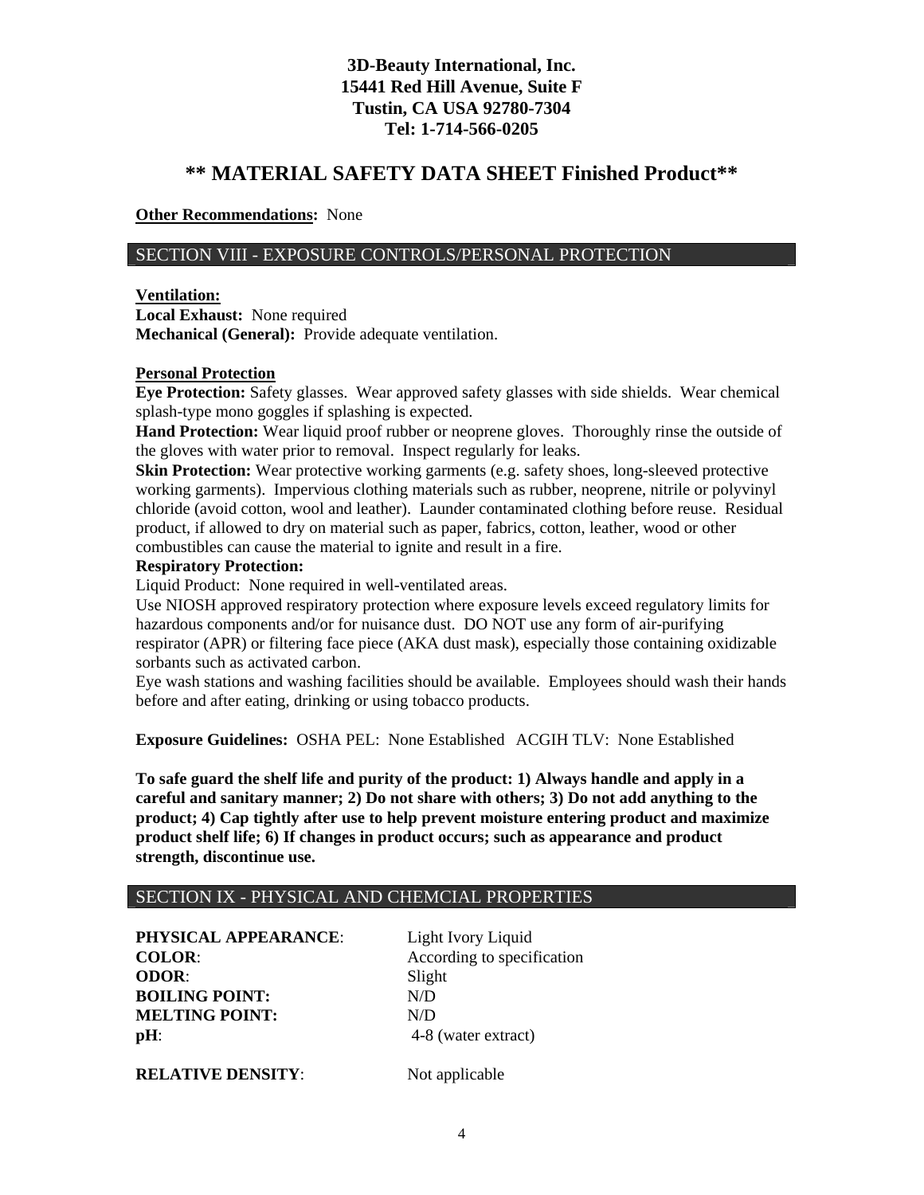**Other Recommendations:** None

## SECTION VIII - EXPOSURE CONTROLS/PERSONAL PROTECTION

**Ventilation:**
**Local Exhaust:** None required
**Mechanical (General):** Provide adequate ventilation.

**Personal Protection**
**Eye Protection:** Safety glasses. Wear approved safety glasses with side shields. Wear chemical splash-type mono goggles if splashing is expected.
**Hand Protection:** Wear liquid proof rubber or neoprene gloves. Thoroughly rinse the outside of the gloves with water prior to removal. Inspect regularly for leaks.
**Skin Protection:** Wear protective working garments (e.g. safety shoes, long-sleeved protective working garments). Impervious clothing materials such as rubber, neoprene, nitrile or polyvinyl chloride (avoid cotton, wool and leather). Launder contaminated clothing before reuse. Residual product, if allowed to dry on material such as paper, fabrics, cotton, leather, wood or other combustibles can cause the material to ignite and result in a fire.
**Respiratory Protection:**
Liquid Product: None required in well-ventilated areas.
Use NIOSH approved respiratory protection where exposure levels exceed regulatory limits for hazardous components and/or for nuisance dust. DO NOT use any form of air-purifying respirator (APR) or filtering face piece (AKA dust mask), especially those containing oxidizable sorbants such as activated carbon.
Eye wash stations and washing facilities should be available. Employees should wash their hands before and after eating, drinking or using tobacco products.

**Exposure Guidelines:** OSHA PEL: None Established ACGIH TLV: None Established

**To safe guard the shelf life and purity of the product: 1) Always handle and apply in a careful and sanitary manner; 2) Do not share with others; 3) Do not add anything to the product; 4) Cap tightly after use to help prevent moisture entering product and maximize product shelf life; 6) If changes in product occurs; such as appearance and product strength, discontinue use.**

## SECTION IX - PHYSICAL AND CHEMCIAL PROPERTIES

**PHYSICAL APPEARANCE**: Light Ivory Liquid
**COLOR**: According to specification
**ODOR**: Slight
**BOILING POINT:** N/D
**MELTING POINT:** N/D
**pH**: 4-8 (water extract)

**RELATIVE DENSITY**: Not applicable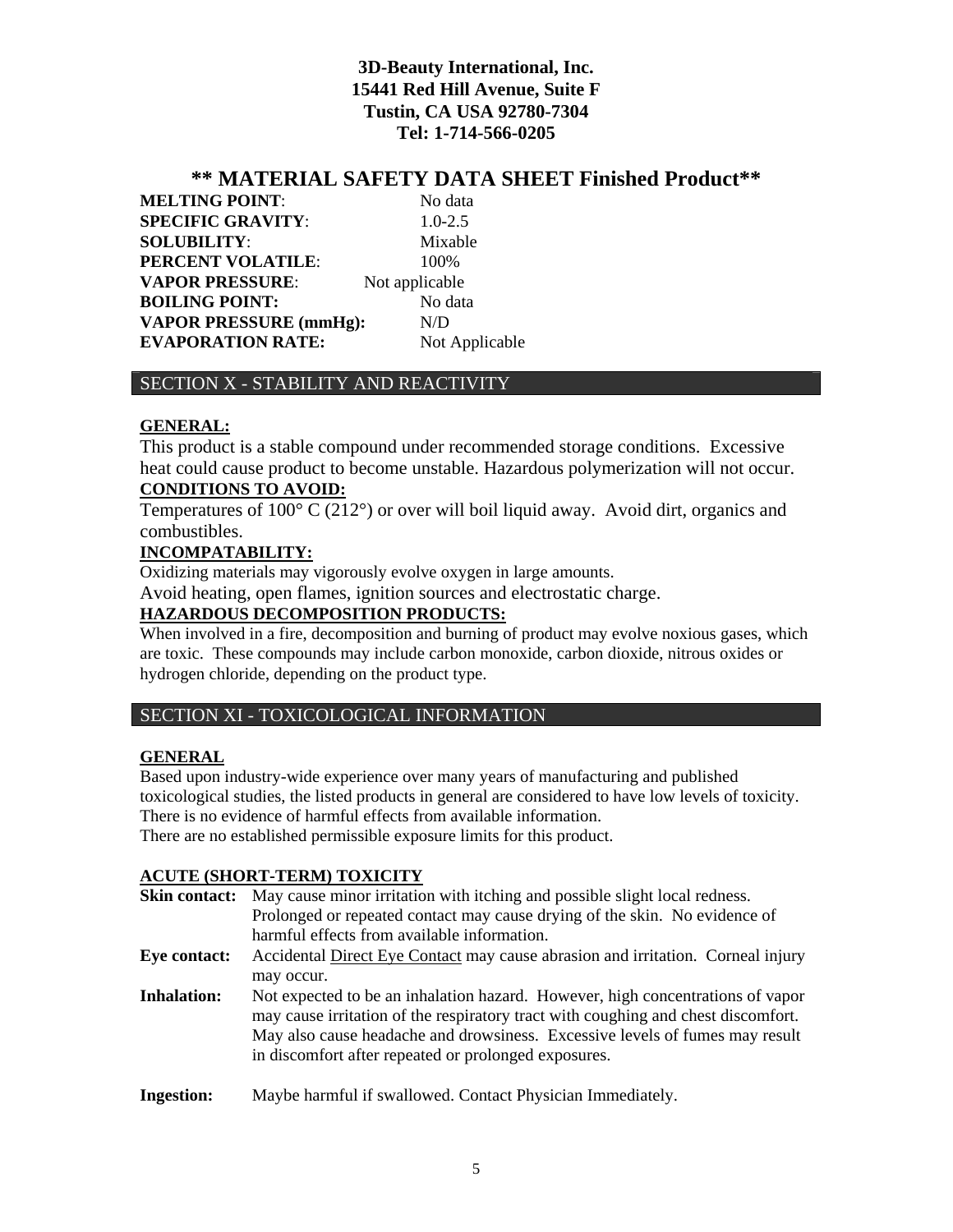**3D-Beauty International, Inc.**
**15441 Red Hill Avenue, Suite F**
**Tustin, CA USA 92780-7304**
**Tel: 1-714-566-0205**

# ** MATERIAL SAFETY DATA SHEET Finished Product**

| | |
|---|---|
| **MELTING POINT**: | No data |
| **SPECIFIC GRAVITY**: | 1.0-2.5 |
| **SOLUBILITY**: | Mixable |
| **PERCENT VOLATILE**: | 100% |
| **VAPOR PRESSURE**: | Not applicable |
| **BOILING POINT:** | No data |
| **VAPOR PRESSURE (mmHg):** | N/D |
| **EVAPORATION RATE:** | Not Applicable |

## SECTION X - STABILITY AND REACTIVITY

**GENERAL:**

This product is a stable compound under recommended storage conditions. Excessive heat could cause product to become unstable. Hazardous polymerization will not occur.

**CONDITIONS TO AVOID:**

Temperatures of 100° C (212°) or over will boil liquid away. Avoid dirt, organics and combustibles.

**INCOMPATABILITY:**

Oxidizing materials may vigorously evolve oxygen in large amounts.
Avoid heating, open flames, ignition sources and electrostatic charge.

**HAZARDOUS DECOMPOSITION PRODUCTS:**

When involved in a fire, decomposition and burning of product may evolve noxious gases, which are toxic. These compounds may include carbon monoxide, carbon dioxide, nitrous oxides or hydrogen chloride, depending on the product type.

## SECTION XI - TOXICOLOGICAL INFORMATION

**GENERAL**

Based upon industry-wide experience over many years of manufacturing and published toxicological studies, the listed products in general are considered to have low levels of toxicity. There is no evidence of harmful effects from available information.
There are no established permissible exposure limits for this product.

**ACUTE (SHORT-TERM) TOXICITY**

**Skin contact:** May cause minor irritation with itching and possible slight local redness. Prolonged or repeated contact may cause drying of the skin. No evidence of harmful effects from available information.

**Eye contact:** Accidental Direct Eye Contact may cause abrasion and irritation. Corneal injury may occur.

**Inhalation:** Not expected to be an inhalation hazard. However, high concentrations of vapor may cause irritation of the respiratory tract with coughing and chest discomfort. May also cause headache and drowsiness. Excessive levels of fumes may result in discomfort after repeated or prolonged exposures.

**Ingestion:** Maybe harmful if swallowed. Contact Physician Immediately.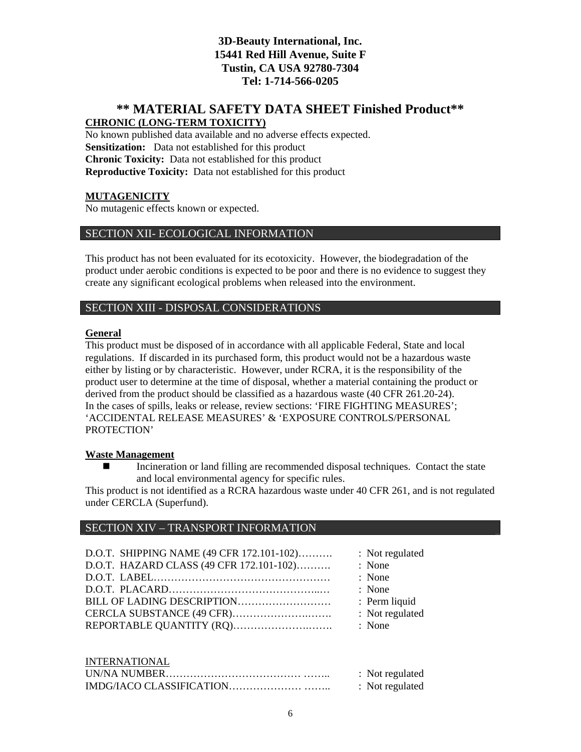**CHRONIC (LONG-TERM TOXICITY)**

No known published data available and no adverse effects expected.

**Sensitization:** Data not established for this product

**Chronic Toxicity:** Data not established for this product

**Reproductive Toxicity:** Data not established for this product

**MUTAGENICITY**

No mutagenic effects known or expected.

## SECTION XII- ECOLOGICAL INFORMATION

This product has not been evaluated for its ecotoxicity. However, the biodegradation of the product under aerobic conditions is expected to be poor and there is no evidence to suggest they create any significant ecological problems when released into the environment.

## SECTION XIII - DISPOSAL CONSIDERATIONS

**General**

This product must be disposed of in accordance with all applicable Federal, State and local regulations. If discarded in its purchased form, this product would not be a hazardous waste either by listing or by characteristic. However, under RCRA, it is the responsibility of the product user to determine at the time of disposal, whether a material containing the product or derived from the product should be classified as a hazardous waste (40 CFR 261.20-24).

In the cases of spills, leaks or release, review sections: 'FIRE FIGHTING MEASURES'; 'ACCIDENTAL RELEASE MEASURES' & 'EXPOSURE CONTROLS/PERSONAL PROTECTION'

**Waste Management**

- Incineration or land filling are recommended disposal techniques. Contact the state and local environmental agency for specific rules.

This product is not identified as a RCRA hazardous waste under 40 CFR 261, and is not regulated under CERCLA (Superfund).

## SECTION XIV – TRANSPORT INFORMATION

D.O.T. SHIPPING NAME (49 CFR 172.101-102)………. : Not regulated
D.O.T. HAZARD CLASS (49 CFR 172.101-102)………. : None
D.O.T. LABEL…………………………………………… : None
D.O.T. PLACARD……………………………………...… : None
BILL OF LADING DESCRIPTION……………………… : Perm liquid
CERCLA SUBSTANCE (49 CFR)……………………..…. : Not regulated
REPORTABLE QUANTITY (RQ)……………………..…. : None

INTERNATIONAL

UN/NA NUMBER………………………………… …….. : Not regulated
IMDG/IACO CLASSIFICATION………………… …….. : Not regulated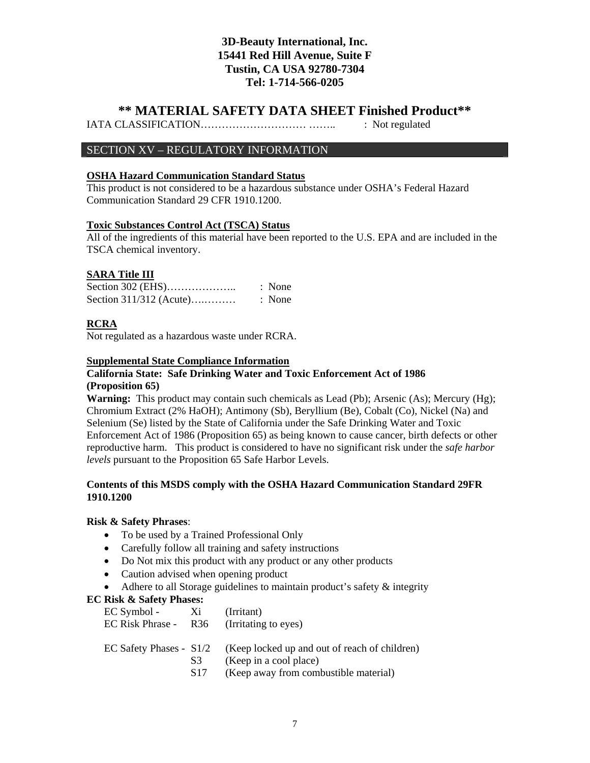**3D-Beauty International, Inc.**
**15441 Red Hill Avenue, Suite F**
**Tustin, CA USA 92780-7304**
**Tel: 1-714-566-0205**

# ** MATERIAL SAFETY DATA SHEET Finished Product**

IATA CLASSIFICATION……………………… …….. : Not regulated

## SECTION XV – REGULATORY INFORMATION

**OSHA Hazard Communication Standard Status**

This product is not considered to be a hazardous substance under OSHA's Federal Hazard Communication Standard 29 CFR 1910.1200.

**Toxic Substances Control Act (TSCA) Status**

All of the ingredients of this material have been reported to the U.S. EPA and are included in the TSCA chemical inventory.

**SARA Title III**

Section 302 (EHS)……………….. : None
Section 311/312 (Acute)….……… : None

**RCRA**

Not regulated as a hazardous waste under RCRA.

**Supplemental State Compliance Information**

**California State: Safe Drinking Water and Toxic Enforcement Act of 1986 (Proposition 65)**

**Warning:** This product may contain such chemicals as Lead (Pb); Arsenic (As); Mercury (Hg); Chromium Extract (2% HaOH); Antimony (Sb), Beryllium (Be), Cobalt (Co), Nickel (Na) and Selenium (Se) listed by the State of California under the Safe Drinking Water and Toxic Enforcement Act of 1986 (Proposition 65) as being known to cause cancer, birth defects or other reproductive harm. This product is considered to have no significant risk under the *safe harbor levels* pursuant to the Proposition 65 Safe Harbor Levels.

**Contents of this MSDS comply with the OSHA Hazard Communication Standard 29FR 1910.1200**

**Risk & Safety Phrases**:

- To be used by a Trained Professional Only
- Carefully follow all training and safety instructions
- Do Not mix this product with any product or any other products
- Caution advised when opening product
- Adhere to all Storage guidelines to maintain product's safety & integrity

**EC Risk & Safety Phases:**

| | | |
|---|---|---|
| EC Symbol - | Xi | (Irritant) |
| EC Risk Phrase - | R36 | (Irritating to eyes) |
| EC Safety Phases - | S1/2 | (Keep locked up and out of reach of children) |
| | S3 | (Keep in a cool place) |
| | S17 | (Keep away from combustible material) |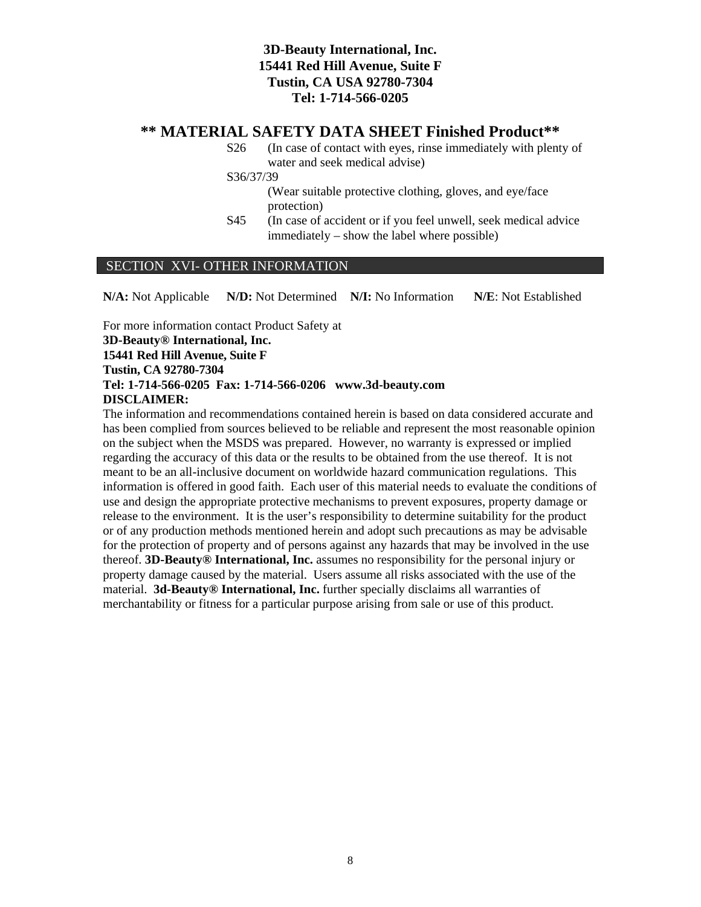**3D-Beauty International, Inc.**
**15441 Red Hill Avenue, Suite F**
**Tustin, CA USA 92780-7304**
**Tel: 1-714-566-0205**

# ** MATERIAL SAFETY DATA SHEET Finished Product**

S26 (In case of contact with eyes, rinse immediately with plenty of water and seek medical advise)

S36/37/39
(Wear suitable protective clothing, gloves, and eye/face protection)

S45 (In case of accident or if you feel unwell, seek medical advice immediately – show the label where possible)

## SECTION XVI- OTHER INFORMATION

**N/A:** Not Applicable **N/D:** Not Determined **N/I:** No Information **N/E**: Not Established

For more information contact Product Safety at
**3D-Beauty® International, Inc.**
**15441 Red Hill Avenue, Suite F**
**Tustin, CA 92780-7304**
**Tel: 1-714-566-0205 Fax: 1-714-566-0206 www.3d-beauty.com**

**DISCLAIMER:**

The information and recommendations contained herein is based on data considered accurate and has been complied from sources believed to be reliable and represent the most reasonable opinion on the subject when the MSDS was prepared. However, no warranty is expressed or implied regarding the accuracy of this data or the results to be obtained from the use thereof. It is not meant to be an all-inclusive document on worldwide hazard communication regulations. This information is offered in good faith. Each user of this material needs to evaluate the conditions of use and design the appropriate protective mechanisms to prevent exposures, property damage or release to the environment. It is the user's responsibility to determine suitability for the product or of any production methods mentioned herein and adopt such precautions as may be advisable for the protection of property and of persons against any hazards that may be involved in the use thereof. **3D-Beauty® International, Inc.** assumes no responsibility for the personal injury or property damage caused by the material. Users assume all risks associated with the use of the material. **3d-Beauty® International, Inc.** further specially disclaims all warranties of merchantability or fitness for a particular purpose arising from sale or use of this product.